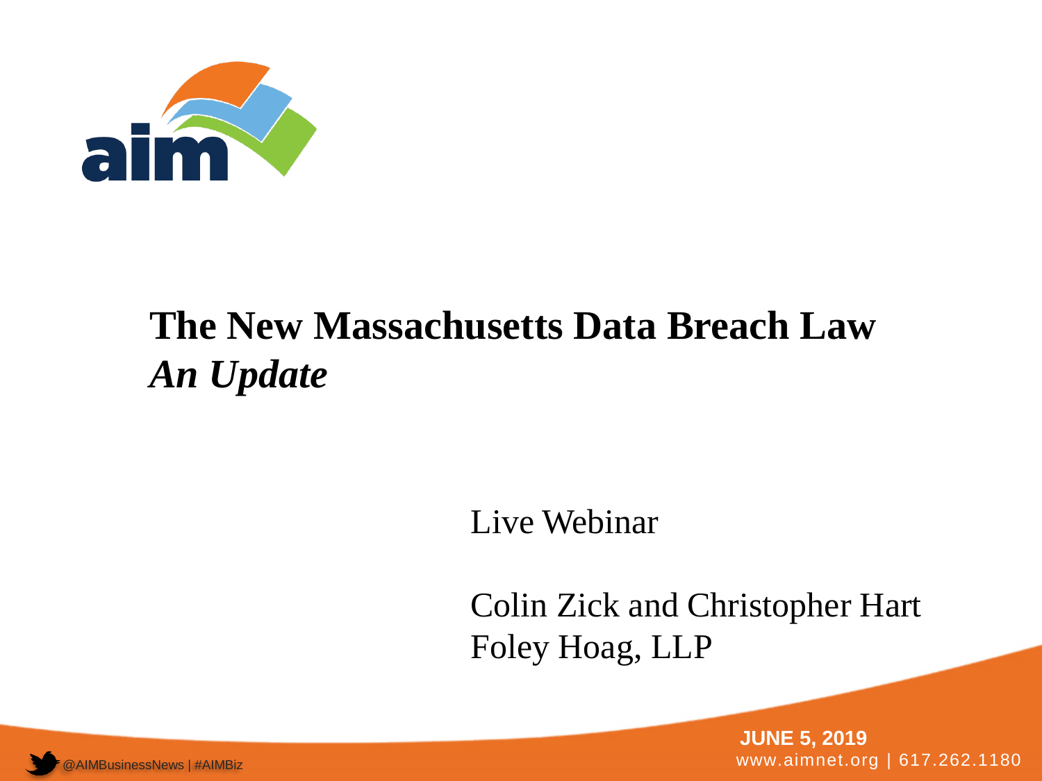# The New Massachusetts Data Breach Law
## *An Update*

Live Webinar

Colin Zick and Christopher Hart
Foley Hoag, LLP

@AIMBusinessNews | #AIMBiz

**JUNE 5, 2019**
www.aimnet.org | 617.262.1180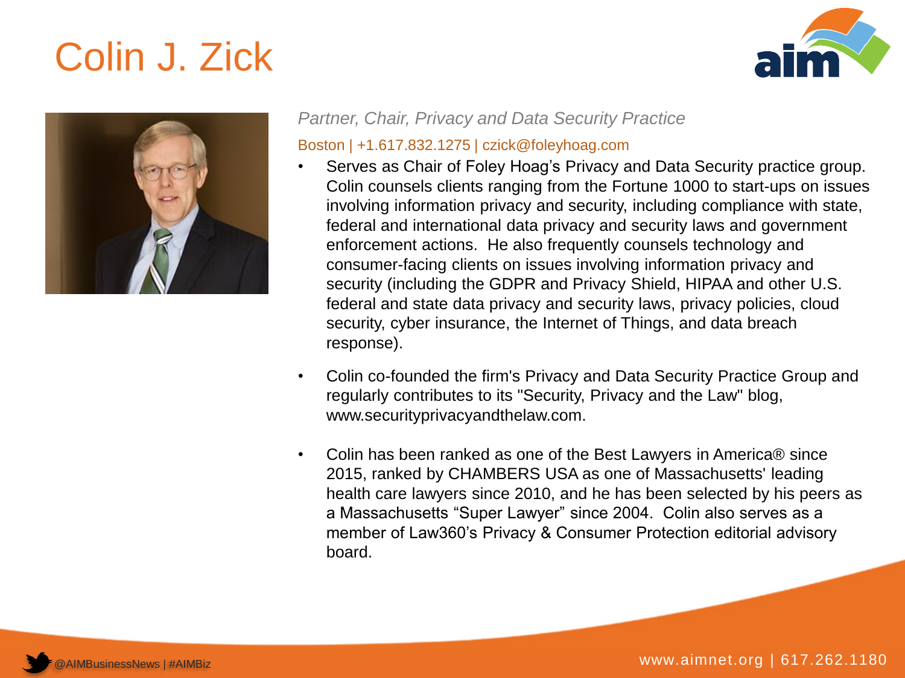# Colin J. Zick

*Partner, Chair, Privacy and Data Security Practice*

Boston | +1.617.832.1275 | czick@foleyhoag.com

- Serves as Chair of Foley Hoag’s Privacy and Data Security practice group. Colin counsels clients ranging from the Fortune 1000 to start-ups on issues involving information privacy and security, including compliance with state, federal and international data privacy and security laws and government enforcement actions. He also frequently counsels technology and consumer-facing clients on issues involving information privacy and security (including the GDPR and Privacy Shield, HIPAA and other U.S. federal and state data privacy and security laws, privacy policies, cloud security, cyber insurance, the Internet of Things, and data breach response).
- Colin co-founded the firm's Privacy and Data Security Practice Group and regularly contributes to its "Security, Privacy and the Law" blog, www.securityprivacyandthelaw.com.
- Colin has been ranked as one of the Best Lawyers in America® since 2015, ranked by CHAMBERS USA as one of Massachusetts' leading health care lawyers since 2010, and he has been selected by his peers as a Massachusetts “Super Lawyer” since 2004. Colin also serves as a member of Law360’s Privacy & Consumer Protection editorial advisory board.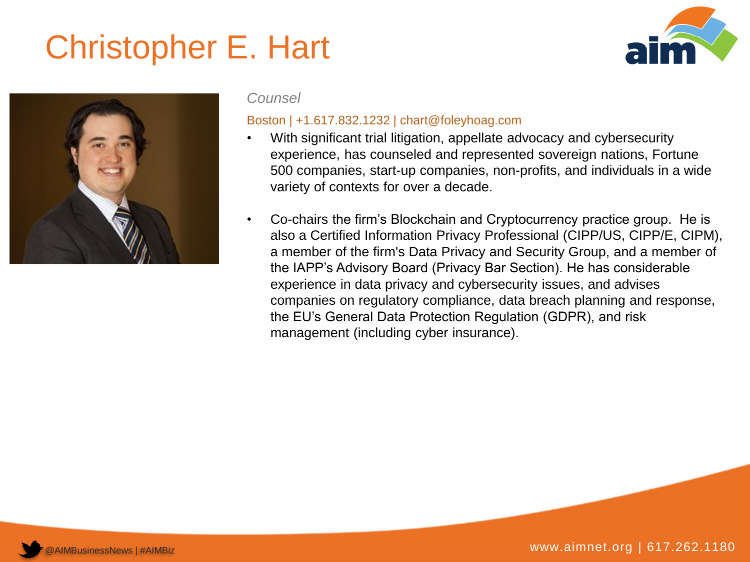# Christopher E. Hart

*Counsel*

Boston | +1.617.832.1232 | chart@foleyhoag.com

- With significant trial litigation, appellate advocacy and cybersecurity experience, has counseled and represented sovereign nations, Fortune 500 companies, start-up companies, non-profits, and individuals in a wide variety of contexts for over a decade.
- Co-chairs the firm's Blockchain and Cryptocurrency practice group. He is also a Certified Information Privacy Professional (CIPP/US, CIPP/E, CIPM), a member of the firm's Data Privacy and Security Group, and a member of the IAPP's Advisory Board (Privacy Bar Section). He has considerable experience in data privacy and cybersecurity issues, and advises companies on regulatory compliance, data breach planning and response, the EU's General Data Protection Regulation (GDPR), and risk management (including cyber insurance).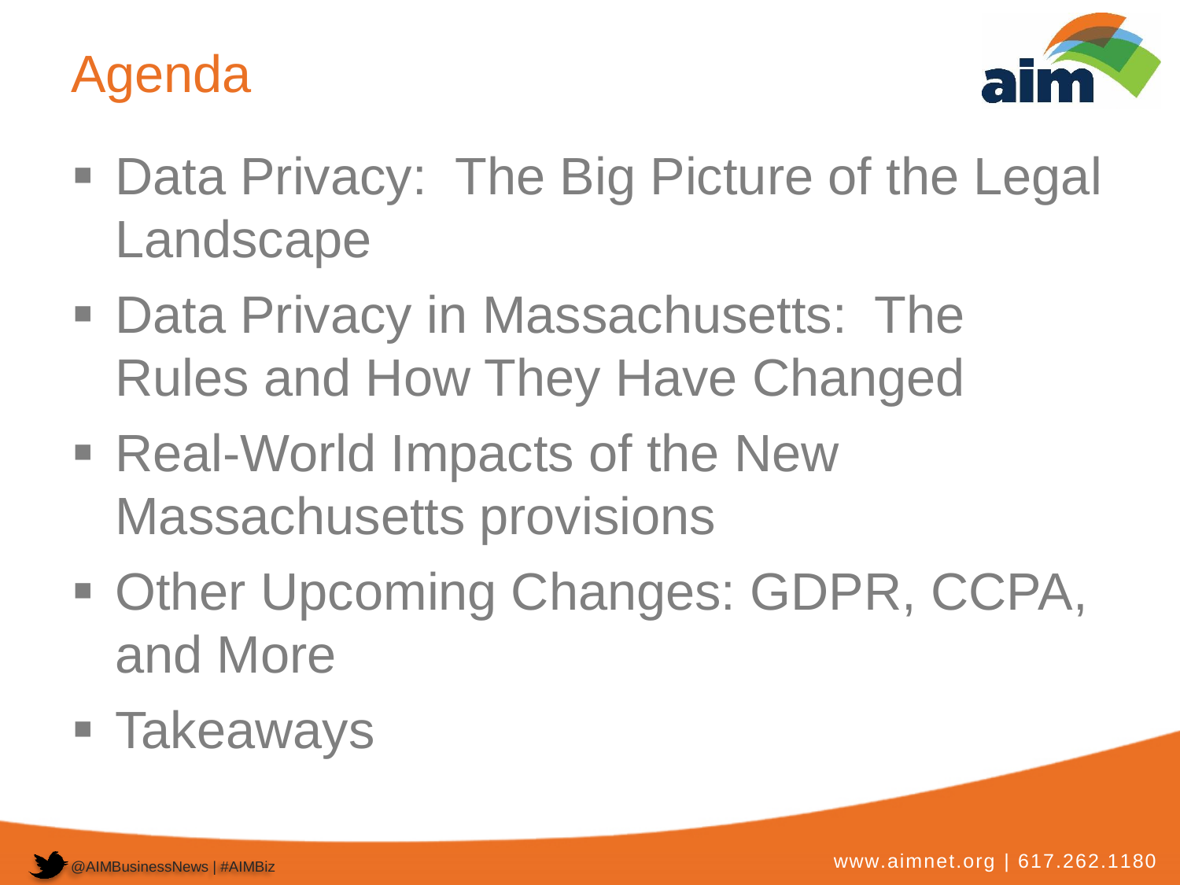# Agenda

- Data Privacy: The Big Picture of the Legal Landscape
- Data Privacy in Massachusetts: The Rules and How They Have Changed
- Real-World Impacts of the New Massachusetts provisions
- Other Upcoming Changes: GDPR, CCPA, and More
- Takeaways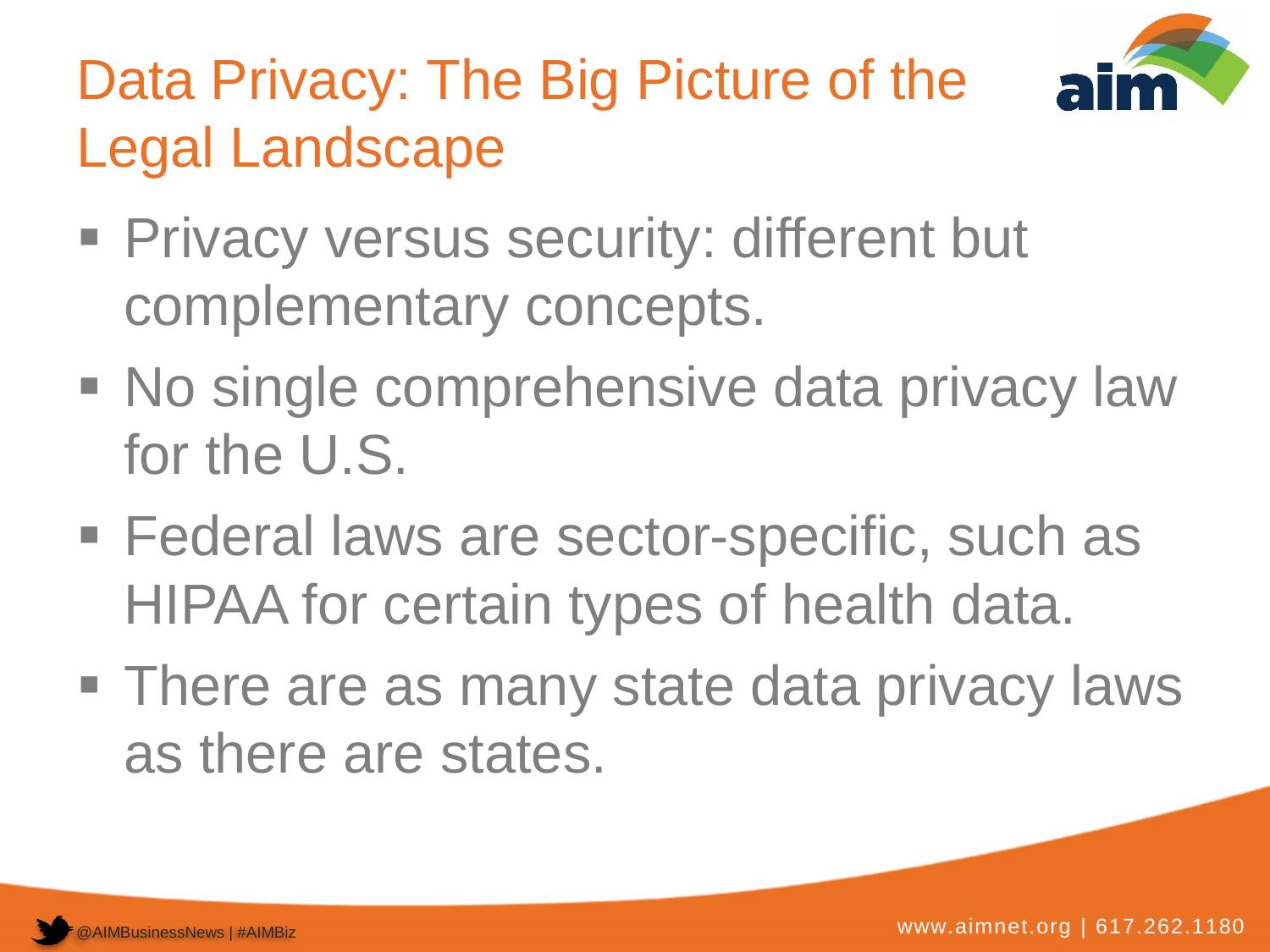# Data Privacy: The Big Picture of the Legal Landscape

- Privacy versus security: different but complementary concepts.
- No single comprehensive data privacy law for the U.S.
- Federal laws are sector-specific, such as HIPAA for certain types of health data.
- There are as many state data privacy laws as there are states.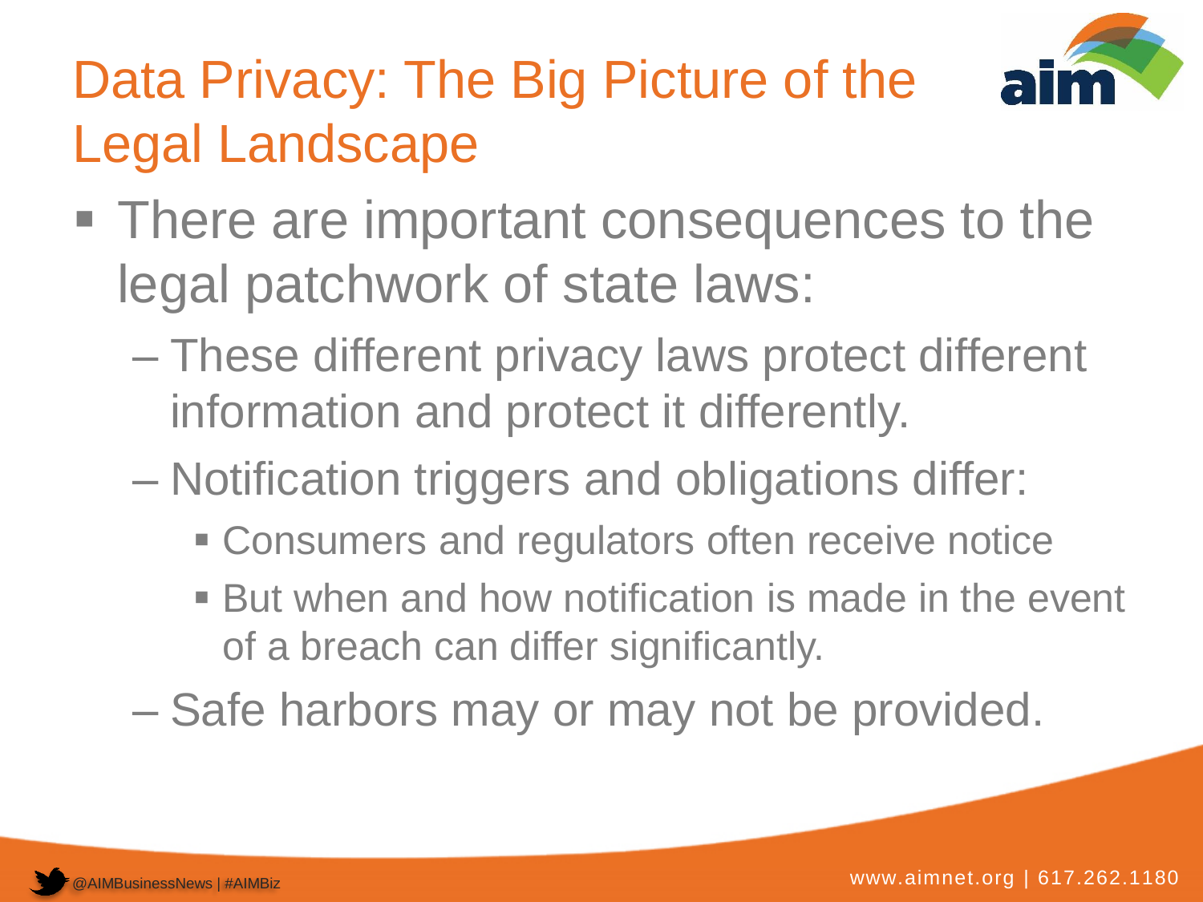# Data Privacy: The Big Picture of the Legal Landscape

- There are important consequences to the legal patchwork of state laws:
  - These different privacy laws protect different information and protect it differently.
  - Notification triggers and obligations differ:
    - Consumers and regulators often receive notice
    - But when and how notification is made in the event of a breach can differ significantly.
  - Safe harbors may or may not be provided.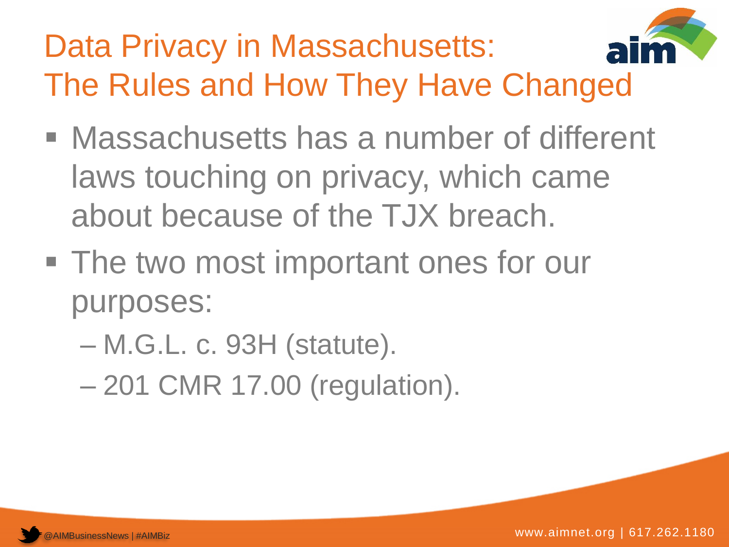# Data Privacy in Massachusetts: The Rules and How They Have Changed

- Massachusetts has a number of different laws touching on privacy, which came about because of the TJX breach.
- The two most important ones for our purposes:
  - M.G.L. c. 93H (statute).
  - 201 CMR 17.00 (regulation).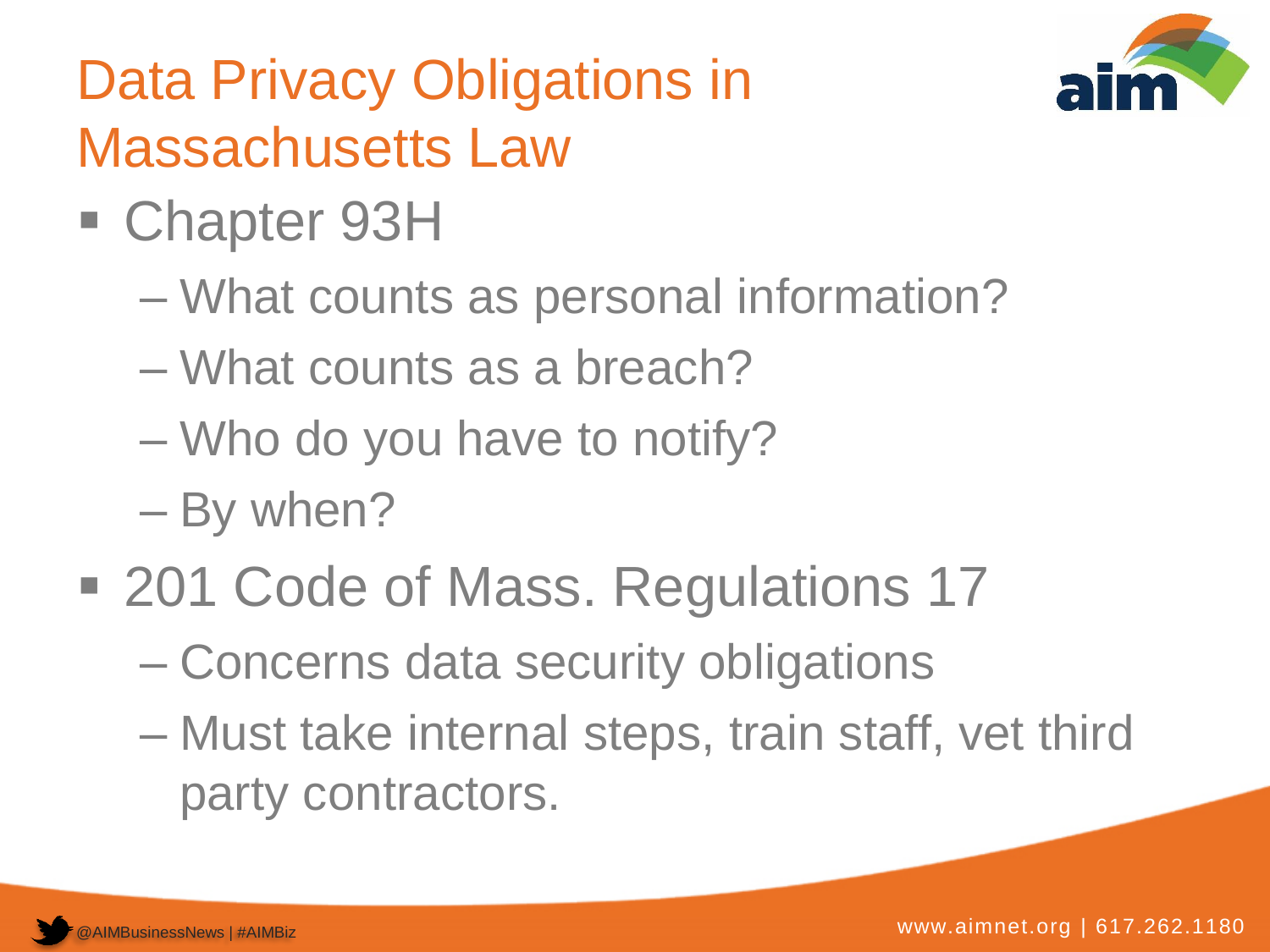# Data Privacy Obligations in Massachusetts Law

- Chapter 93H
  - What counts as personal information?
  - What counts as a breach?
  - Who do you have to notify?
  - By when?
- 201 Code of Mass. Regulations 17
  - Concerns data security obligations
  - Must take internal steps, train staff, vet third party contractors.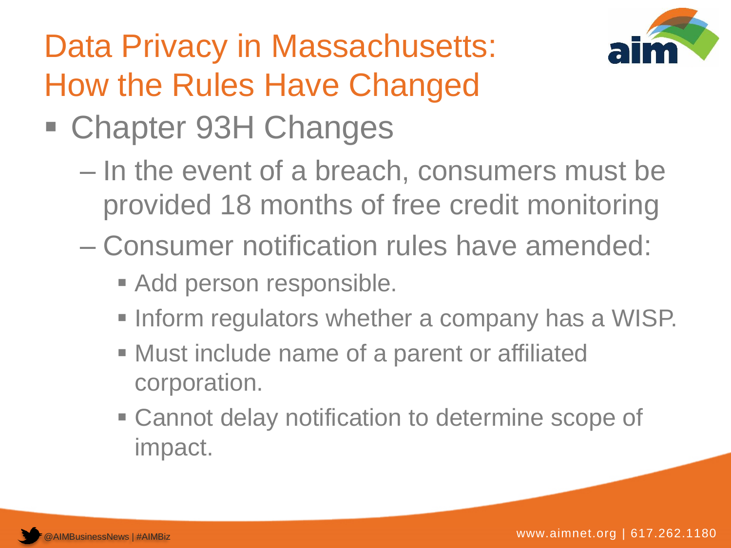# Data Privacy in Massachusetts: How the Rules Have Changed

- Chapter 93H Changes
  - In the event of a breach, consumers must be provided 18 months of free credit monitoring
  - Consumer notification rules have amended:
    - Add person responsible.
    - Inform regulators whether a company has a WISP.
    - Must include name of a parent or affiliated corporation.
    - Cannot delay notification to determine scope of impact.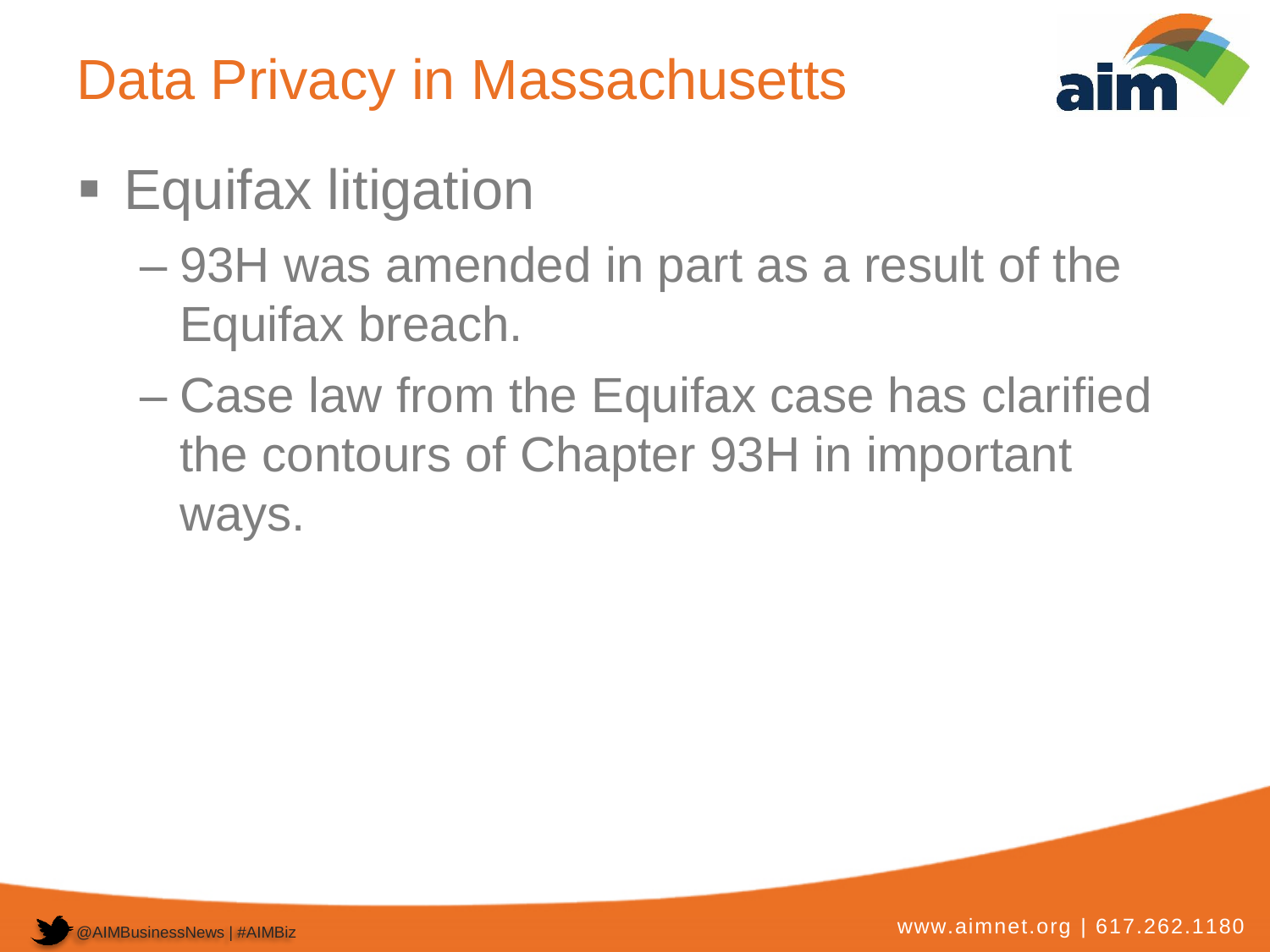# Data Privacy in Massachusetts

- Equifax litigation
  - 93H was amended in part as a result of the Equifax breach.
  - Case law from the Equifax case has clarified the contours of Chapter 93H in important ways.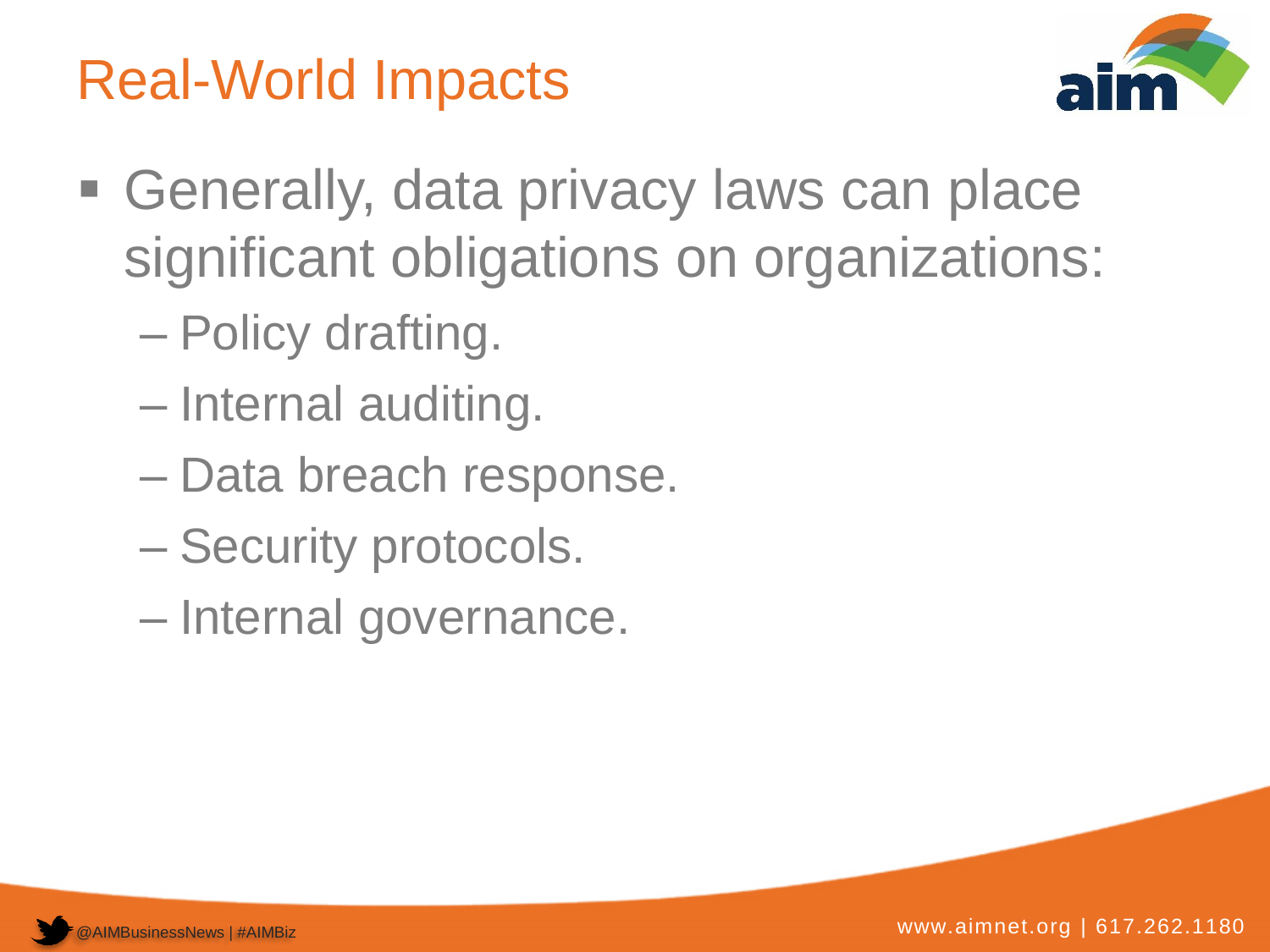# Real-World Impacts

- Generally, data privacy laws can place significant obligations on organizations:
  - Policy drafting.
  - Internal auditing.
  - Data breach response.
  - Security protocols.
  - Internal governance.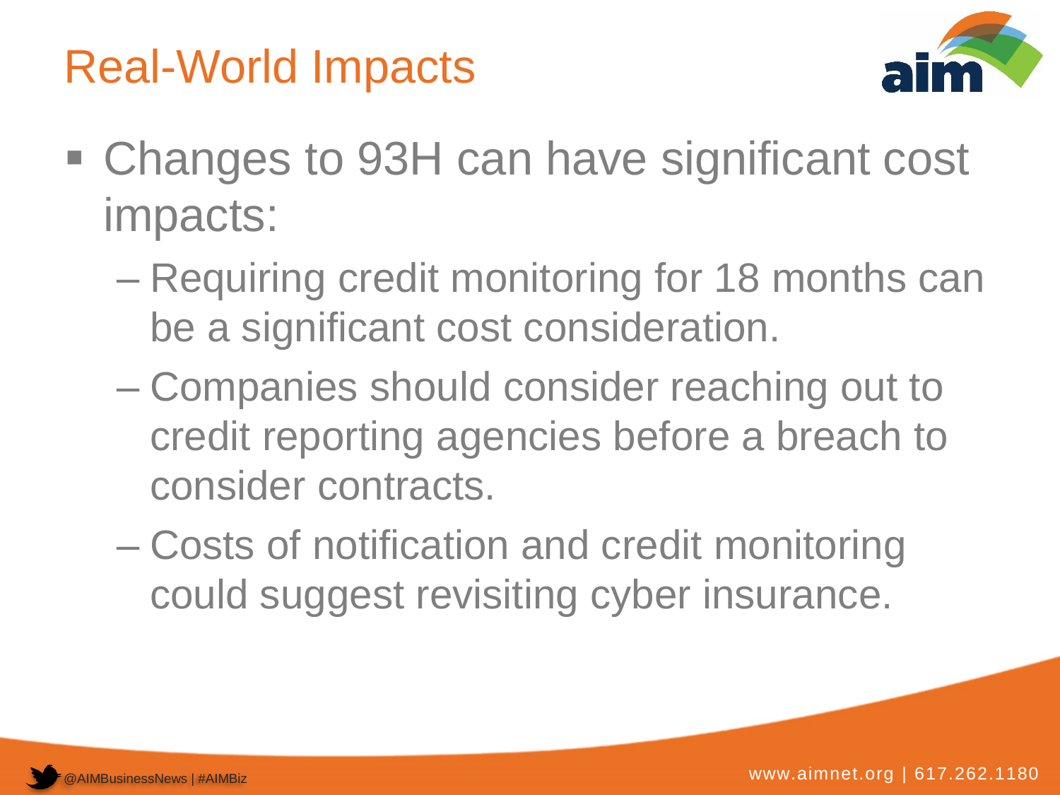# Real-World Impacts

- Changes to 93H can have significant cost impacts:
  - Requiring credit monitoring for 18 months can be a significant cost consideration.
  - Companies should consider reaching out to credit reporting agencies before a breach to consider contracts.
  - Costs of notification and credit monitoring could suggest revisiting cyber insurance.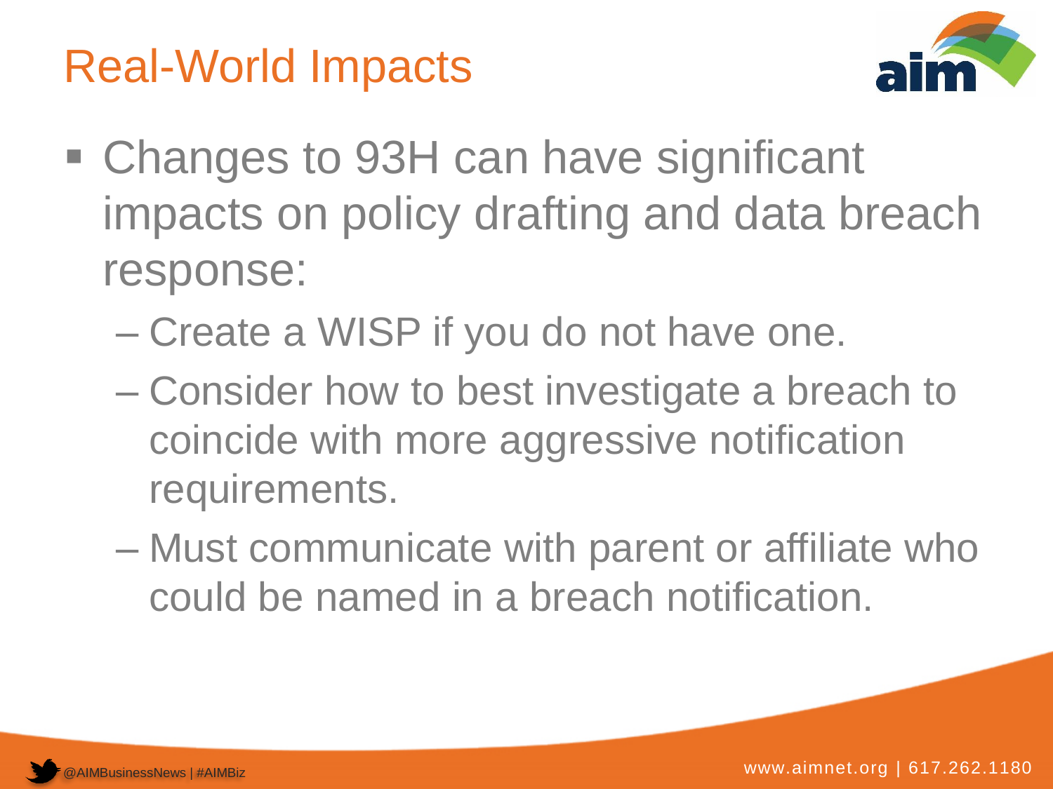# Real-World Impacts

- Changes to 93H can have significant impacts on policy drafting and data breach response:
  - Create a WISP if you do not have one.
  - Consider how to best investigate a breach to coincide with more aggressive notification requirements.
  - Must communicate with parent or affiliate who could be named in a breach notification.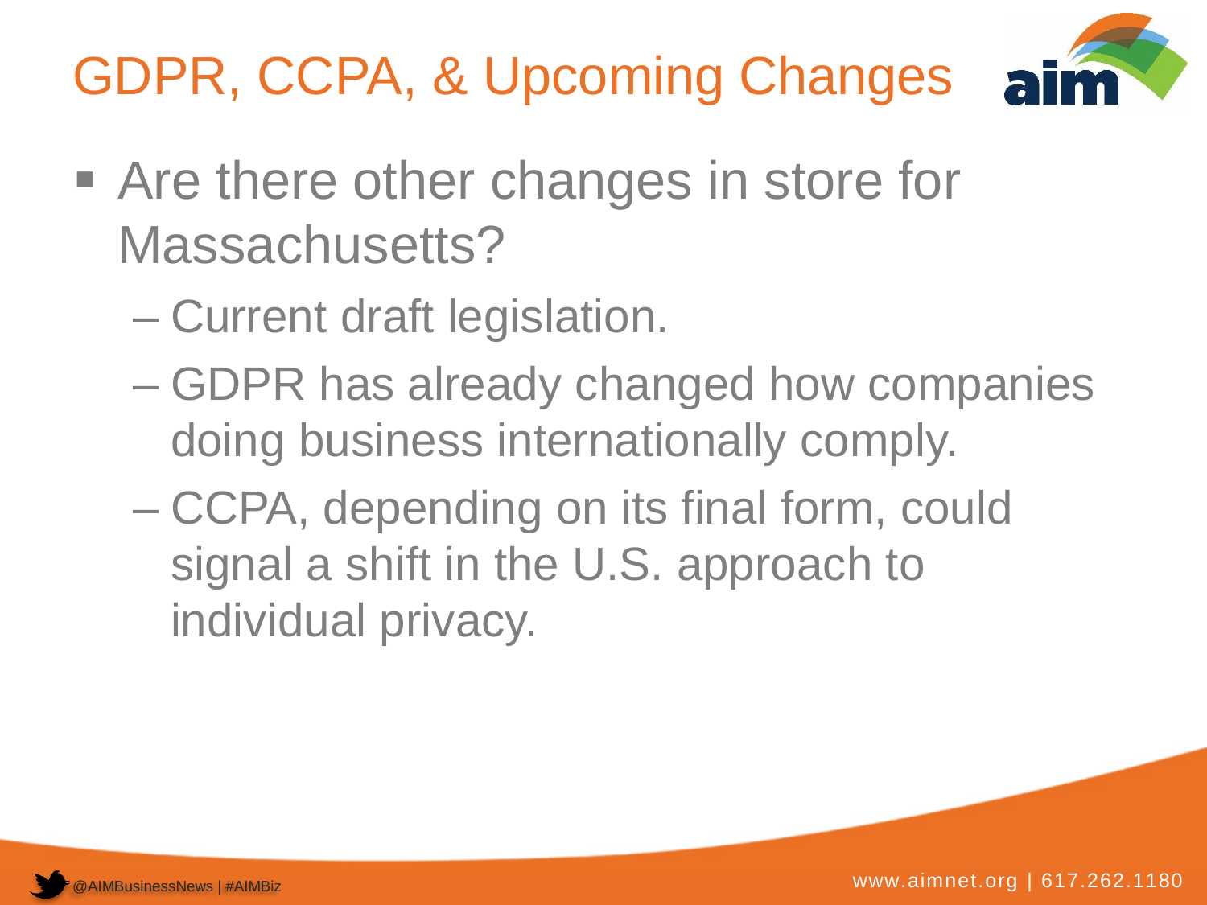# GDPR, CCPA, & Upcoming Changes

- Are there other changes in store for Massachusetts?
  - Current draft legislation.
  - GDPR has already changed how companies doing business internationally comply.
  - CCPA, depending on its final form, could signal a shift in the U.S. approach to individual privacy.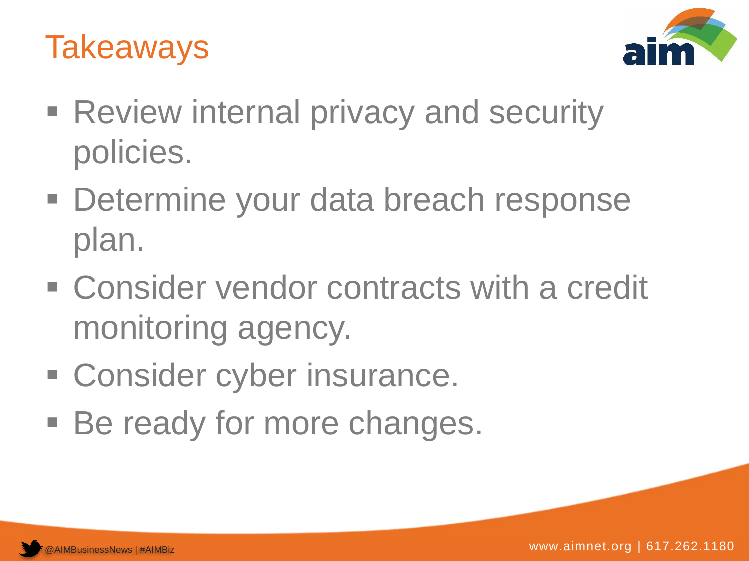# Takeaways

- Review internal privacy and security policies.
- Determine your data breach response plan.
- Consider vendor contracts with a credit monitoring agency.
- Consider cyber insurance.
- Be ready for more changes.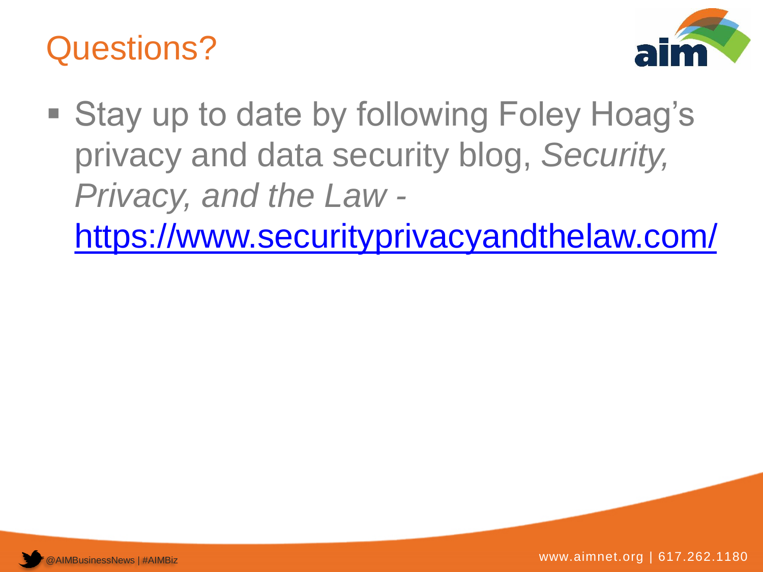# Questions?

- Stay up to date by following Foley Hoag's privacy and data security blog, *Security, Privacy, and the Law* - [https://www.securityprivacyandthelaw.com/](https://www.securityprivacyandthelaw.com/)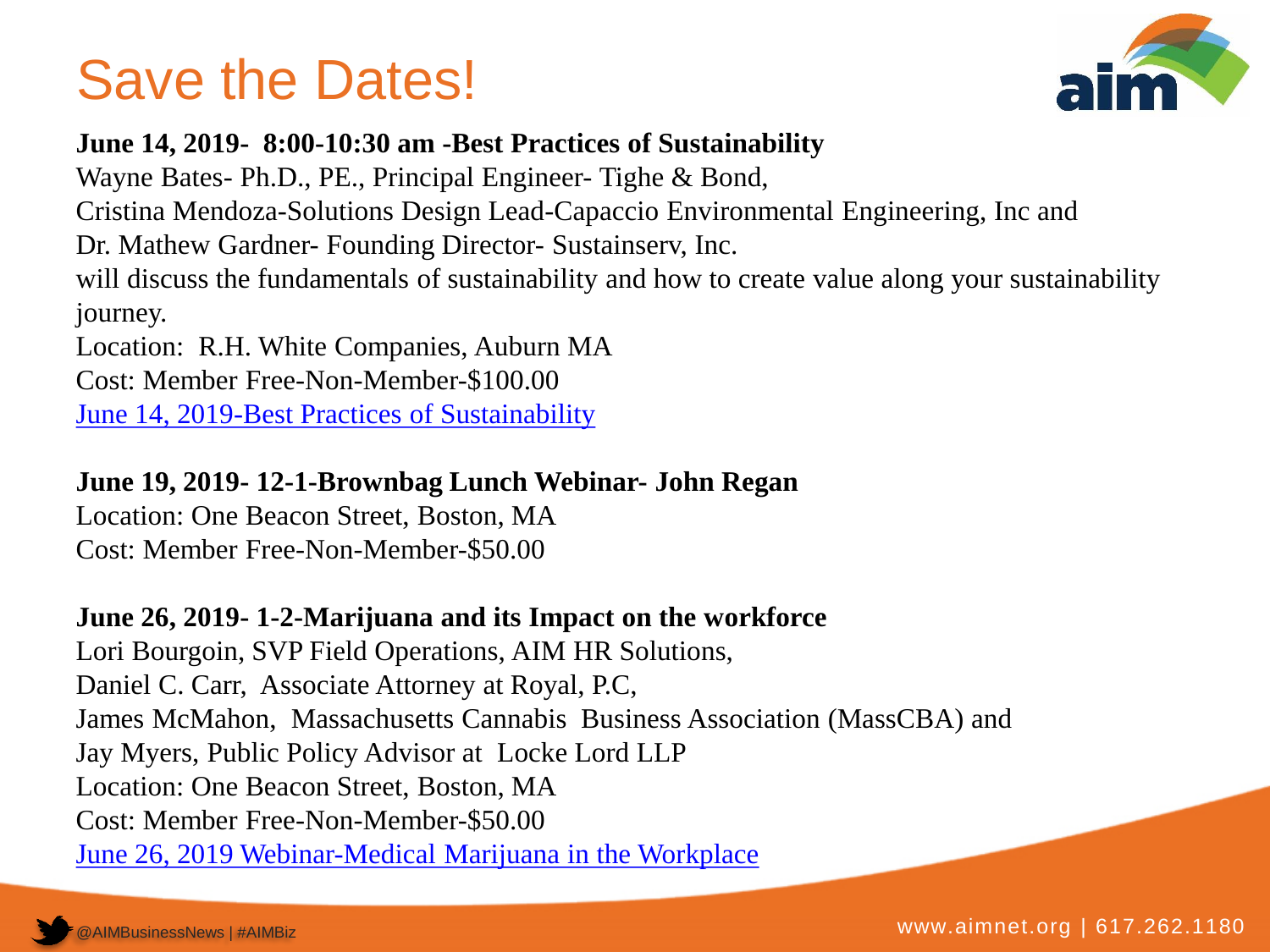# Save the Dates!

**June 14, 2019- 8:00-10:30 am -Best Practices of Sustainability**

Wayne Bates- Ph.D., PE., Principal Engineer- Tighe & Bond,
Cristina Mendoza-Solutions Design Lead-Capaccio Environmental Engineering, Inc and
Dr. Mathew Gardner- Founding Director- Sustainserv, Inc.
will discuss the fundamentals of sustainability and how to create value along your sustainability journey.
Location: R.H. White Companies, Auburn MA
Cost: Member Free-Non-Member-$100.00
June 14, 2019-Best Practices of Sustainability

**June 19, 2019- 12-1-Brownbag Lunch Webinar- John Regan**

Location: One Beacon Street, Boston, MA
Cost: Member Free-Non-Member-$50.00

**June 26, 2019- 1-2-Marijuana and its Impact on the workforce**

Lori Bourgoin, SVP Field Operations, AIM HR Solutions,
Daniel C. Carr, Associate Attorney at Royal, P.C,
James McMahon, Massachusetts Cannabis Business Association (MassCBA) and
Jay Myers, Public Policy Advisor at Locke Lord LLP
Location: One Beacon Street, Boston, MA
Cost: Member Free-Non-Member-$50.00
June 26, 2019 Webinar-Medical Marijuana in the Workplace